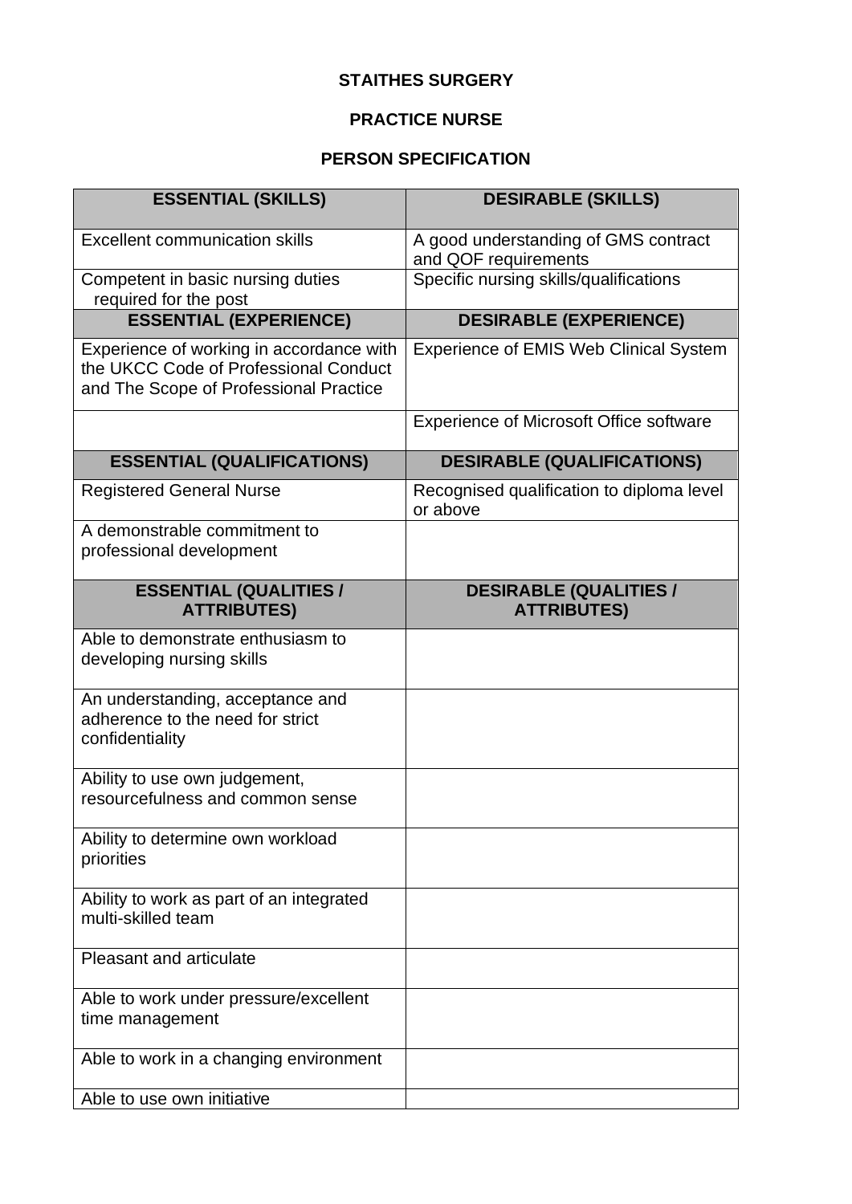**STAITHES SURGERY**

**PRACTICE NURSE**

**PERSON SPECIFICATION**

| ESSENTIAL (SKILLS) | DESIRABLE (SKILLS) |
|---|---|
| Excellent communication skills | A good understanding of GMS contract and QOF requirements |
| Competent in basic nursing duties required for the post | Specific nursing skills/qualifications |
| **ESSENTIAL (EXPERIENCE)** | **DESIRABLE (EXPERIENCE)** |
| Experience of working in accordance with the UKCC Code of Professional Conduct and The Scope of Professional Practice | Experience of EMIS Web Clinical System |
| | Experience of Microsoft Office software |
| **ESSENTIAL (QUALIFICATIONS)** | **DESIRABLE (QUALIFICATIONS)** |
| Registered General Nurse | Recognised qualification to diploma level or above |
| A demonstrable commitment to professional development | |
| **ESSENTIAL (QUALITIES / ATTRIBUTES)** | **DESIRABLE (QUALITIES / ATTRIBUTES)** |
| Able to demonstrate enthusiasm to developing nursing skills | |
| An understanding, acceptance and adherence to the need for strict confidentiality | |
| Ability to use own judgement, resourcefulness and common sense | |
| Ability to determine own workload priorities | |
| Ability to work as part of an integrated multi-skilled team | |
| Pleasant and articulate | |
| Able to work under pressure/excellent time management | |
| Able to work in a changing environment | |
| Able to use own initiative | |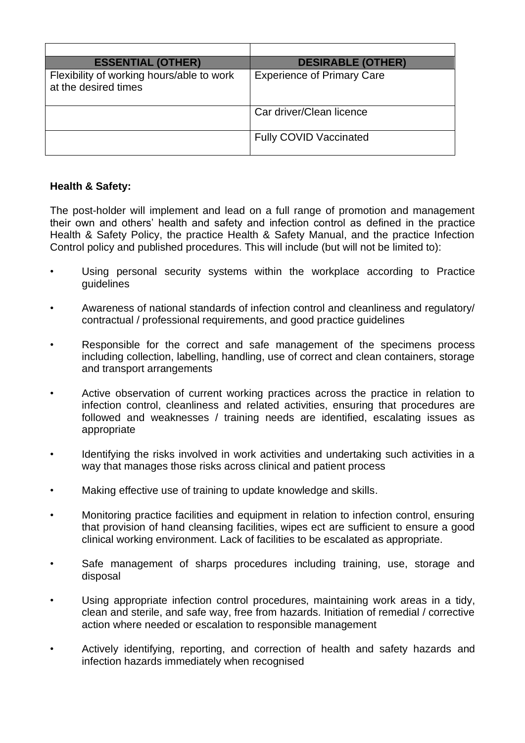| | |
|---|---|
| **ESSENTIAL (OTHER)** | **DESIRABLE (OTHER)** |
| Flexibility of working hours/able to work at the desired times | Experience of Primary Care |
| | Car driver/Clean licence |
| | Fully COVID Vaccinated |

**Health & Safety:**

The post-holder will implement and lead on a full range of promotion and management their own and others' health and safety and infection control as defined in the practice Health & Safety Policy, the practice Health & Safety Manual, and the practice Infection Control policy and published procedures. This will include (but will not be limited to):

- Using personal security systems within the workplace according to Practice guidelines
- Awareness of national standards of infection control and cleanliness and regulatory/ contractual / professional requirements, and good practice guidelines
- Responsible for the correct and safe management of the specimens process including collection, labelling, handling, use of correct and clean containers, storage and transport arrangements
- Active observation of current working practices across the practice in relation to infection control, cleanliness and related activities, ensuring that procedures are followed and weaknesses / training needs are identified, escalating issues as appropriate
- Identifying the risks involved in work activities and undertaking such activities in a way that manages those risks across clinical and patient process
- Making effective use of training to update knowledge and skills.
- Monitoring practice facilities and equipment in relation to infection control, ensuring that provision of hand cleansing facilities, wipes ect are sufficient to ensure a good clinical working environment. Lack of facilities to be escalated as appropriate.
- Safe management of sharps procedures including training, use, storage and disposal
- Using appropriate infection control procedures, maintaining work areas in a tidy, clean and sterile, and safe way, free from hazards. Initiation of remedial / corrective action where needed or escalation to responsible management
- Actively identifying, reporting, and correction of health and safety hazards and infection hazards immediately when recognised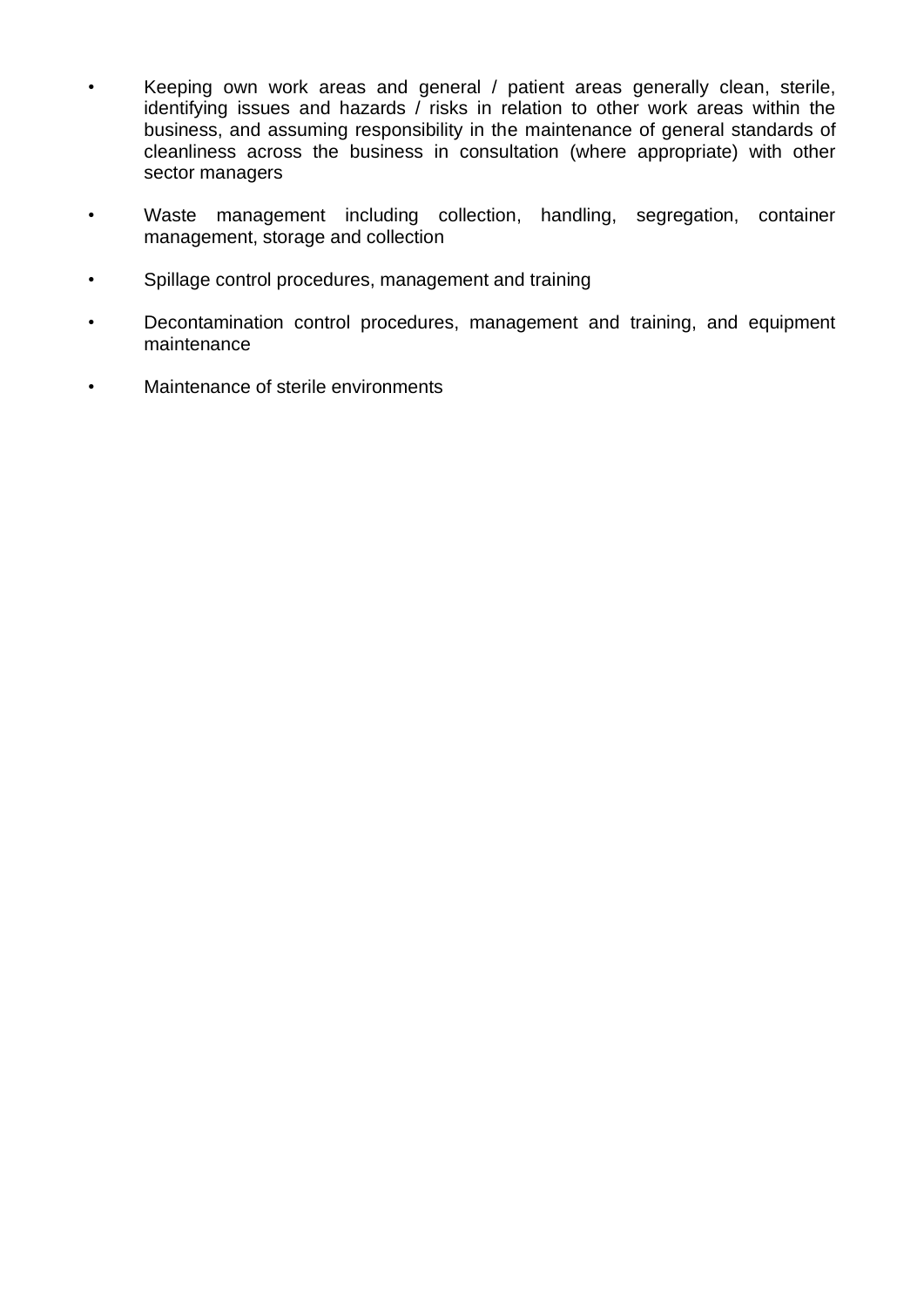- Keeping own work areas and general / patient areas generally clean, sterile, identifying issues and hazards / risks in relation to other work areas within the business, and assuming responsibility in the maintenance of general standards of cleanliness across the business in consultation (where appropriate) with other sector managers

- Waste management including collection, handling, segregation, container management, storage and collection

- Spillage control procedures, management and training

- Decontamination control procedures, management and training, and equipment maintenance

- Maintenance of sterile environments